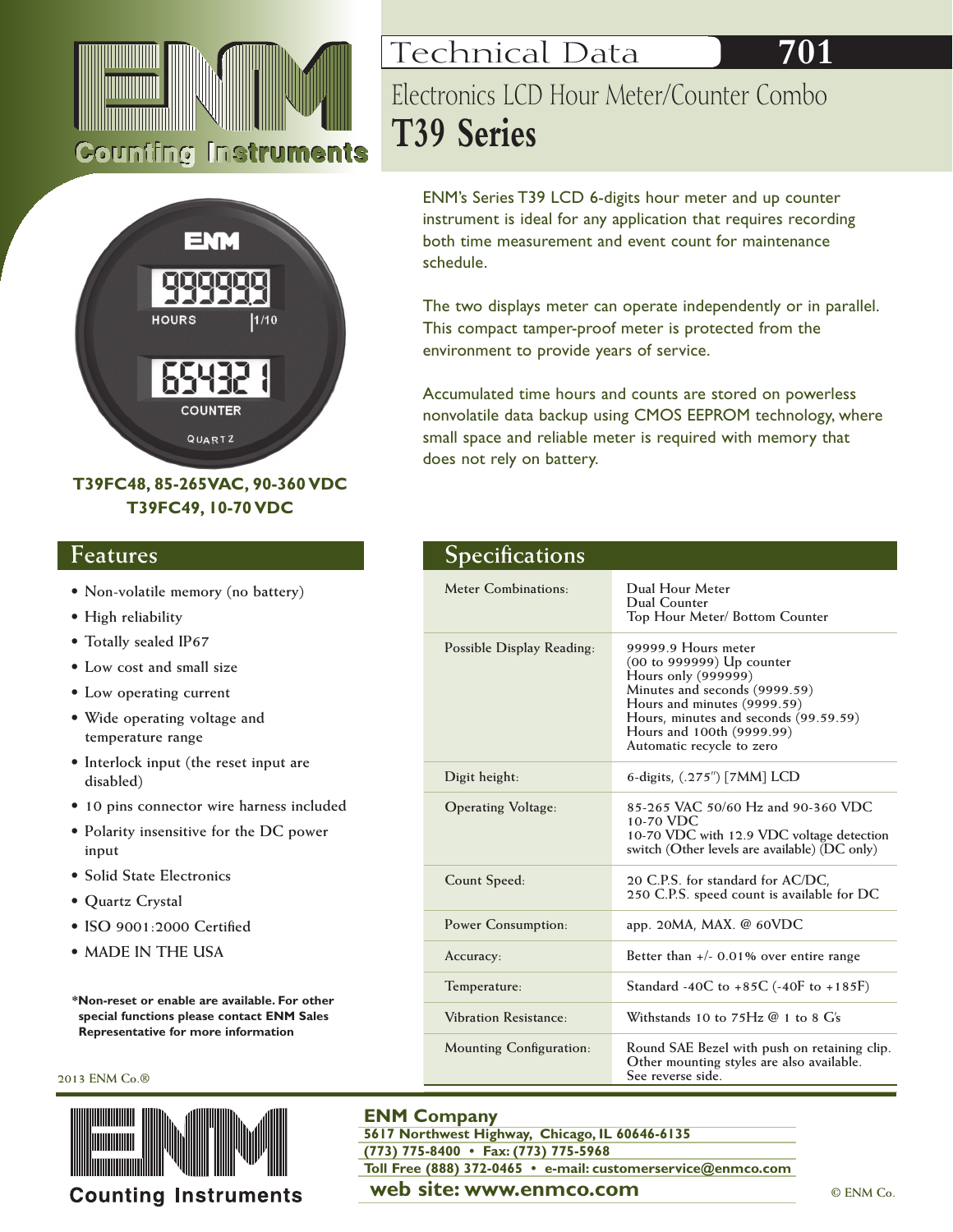ENM Counting Instruments

# Technical Data 701

## Electronics LCD Hour Meter/Counter Combo

# T39 Series

ENM's Series T39 LCD 6-digits hour meter and up counter instrument is ideal for any application that requires recording both time measurement and event count for maintenance schedule.

The two displays meter can operate independently or in parallel. This compact tamper-proof meter is protected from the environment to provide years of service.

Accumulated time hours and counts are stored on powerless nonvolatile data backup using CMOS EEPROM technology, where small space and reliable meter is required with memory that does not rely on battery.

**T39FC48, 85-265VAC, 90-360 VDC**
**T39FC49, 10-70 VDC**

## Features

- Non-volatile memory (no battery)
- High reliability
- Totally sealed IP67
- Low cost and small size
- Low operating current
- Wide operating voltage and temperature range
- Interlock input (the reset input are disabled)
- 10 pins connector wire harness included
- Polarity insensitive for the DC power input
- Solid State Electronics
- Quartz Crystal
- ISO 9001:2000 Certified
- MADE IN THE USA

**\*Non-reset or enable are available. For other special functions please contact ENM Sales Representative for more information**

2013 ENM Co.®

## Specifications

| | |
|---|---|
| Meter Combinations: | Dual Hour Meter<br>Dual Counter<br>Top Hour Meter/ Bottom Counter |
| Possible Display Reading: | 99999.9 Hours meter<br>(00 to 999999) Up counter<br>Hours only (999999)<br>Minutes and seconds (9999.59)<br>Hours and minutes (9999.59)<br>Hours, minutes and seconds (99.59.59)<br>Hours and 100th (9999.99)<br>Automatic recycle to zero |
| Digit height: | 6-digits, (.275") [7MM] LCD |
| Operating Voltage: | 85-265 VAC 50/60 Hz and 90-360 VDC<br>10-70 VDC<br>10-70 VDC with 12.9 VDC voltage detection switch (Other levels are available) (DC only) |
| Count Speed: | 20 C.P.S. for standard for AC/DC,<br>250 C.P.S. speed count is available for DC |
| Power Consumption: | app. 20MA, MAX. @ 60VDC |
| Accuracy: | Better than +/- 0.01% over entire range |
| Temperature: | Standard -40C to +85C (-40F to +185F) |
| Vibration Resistance: | Withstands 10 to 75Hz @ 1 to 8 G's |
| Mounting Configuration: | Round SAE Bezel with push on retaining clip. Other mounting styles are also available. See reverse side. |

**ENM Company**
**5617 Northwest Highway, Chicago, IL 60646-6135**
**(773) 775-8400 • Fax: (773) 775-5968**
**Toll Free (888) 372-0465 • e-mail: customerservice@enmco.com**
**web site: www.enmco.com**

Counting Instruments

© ENM Co.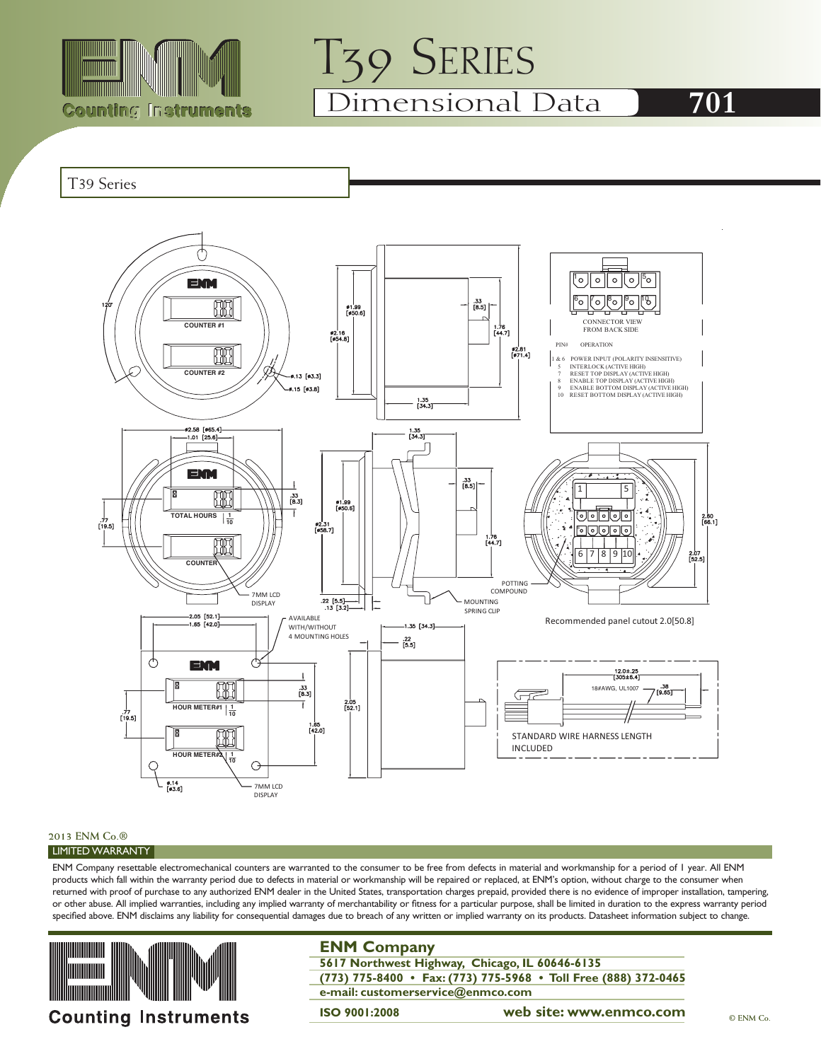# T39 Series

## Dimensional Data 701

T39 Series

120°

COUNTER #1

COUNTER #2

ø1.99 [ø50.6]

ø2.16 [ø54.8]

.33 [8.5]

1.76 [44.7]

ø2.81 [ø71.4]

1.35 [34.3]

ø.13 [ø3.3]

ø.15 [ø3.8]

CONNECTOR VIEW FROM BACK SIDE

| PIN# | OPERATION |
|---|---|
| 1 & 6 | POWER INPUT (POLARITY INSENSITIVE) |
| 5 | INTERLOCK (ACTIVE HIGH) |
| 7 | RESET TOP DISPLAY (ACTIVE HIGH) |
| 8 | ENABLE TOP DISPLAY (ACTIVE HIGH) |
| 9 | ENABLE BOTTOM DISPLAY (ACTIVE HIGH) |
| 10 | RESET BOTTOM DISPLAY (ACTIVE HIGH) |

ø2.58 [ø65.4]

1.01 [25.6]

.33 [8.3]

.77 [19.5]

TOTAL HOURS 1/10

COUNTER

7MM LCD DISPLAY

1.35 [34.3]

.33 [8.5]

ø1.99 [ø50.6]

ø2.31 [ø58.7]

1.76 [44.7]

.22 [5.5]

.13 [3.2]

POTTING COMPOUND

MOUNTING SPRING CLIP

2.60 [66.1]

2.07 [52.5]

Recommended panel cutout 2.0[50.8]

2.05 [52.1]

1.65 [42.0]

AVAILABLE WITH/WITHOUT 4 MOUNTING HOLES

HOUR METER#1 1/10

HOUR METER#2 1/10

.33 [8.3]

.77 [19.5]

1.65 [42.0]

ø.14 [ø3.6]

7MM LCD DISPLAY

1.35 [34.3]

.22 [5.5]

2.05 [52.1]

12.0±.25 [305±6.4]

18#AWG, UL1007

.38 [9.65]

STANDARD WIRE HARNESS LENGTH INCLUDED

2013 ENM Co.®

### LIMITED WARRANTY

ENM Company resettable electromechanical counters are warranted to the consumer to be free from defects in material and workmanship for a period of 1 year. All ENM products which fall within the warranty period due to defects in material or workmanship will be repaired or replaced, at ENM's option, without charge to the consumer when returned with proof of purchase to any authorized ENM dealer in the United States, transportation charges prepaid, provided there is no evidence of improper installation, tampering, or other abuse. All implied warranties, including any implied warranty of merchantability or fitness for a particular purpose, shall be limited in duration to the express warranty period specified above. ENM disclaims any liability for consequential damages due to breach of any written or implied warranty on its products. Datasheet information subject to change.

Counting Instruments

**ENM Company**
**5617 Northwest Highway, Chicago, IL 60646-6135**
**(773) 775-8400 • Fax: (773) 775-5968 • Toll Free (888) 372-0465**
**e-mail: customerservice@enmco.com**
**ISO 9001:2008** **web site: www.enmco.com**

© ENM Co.